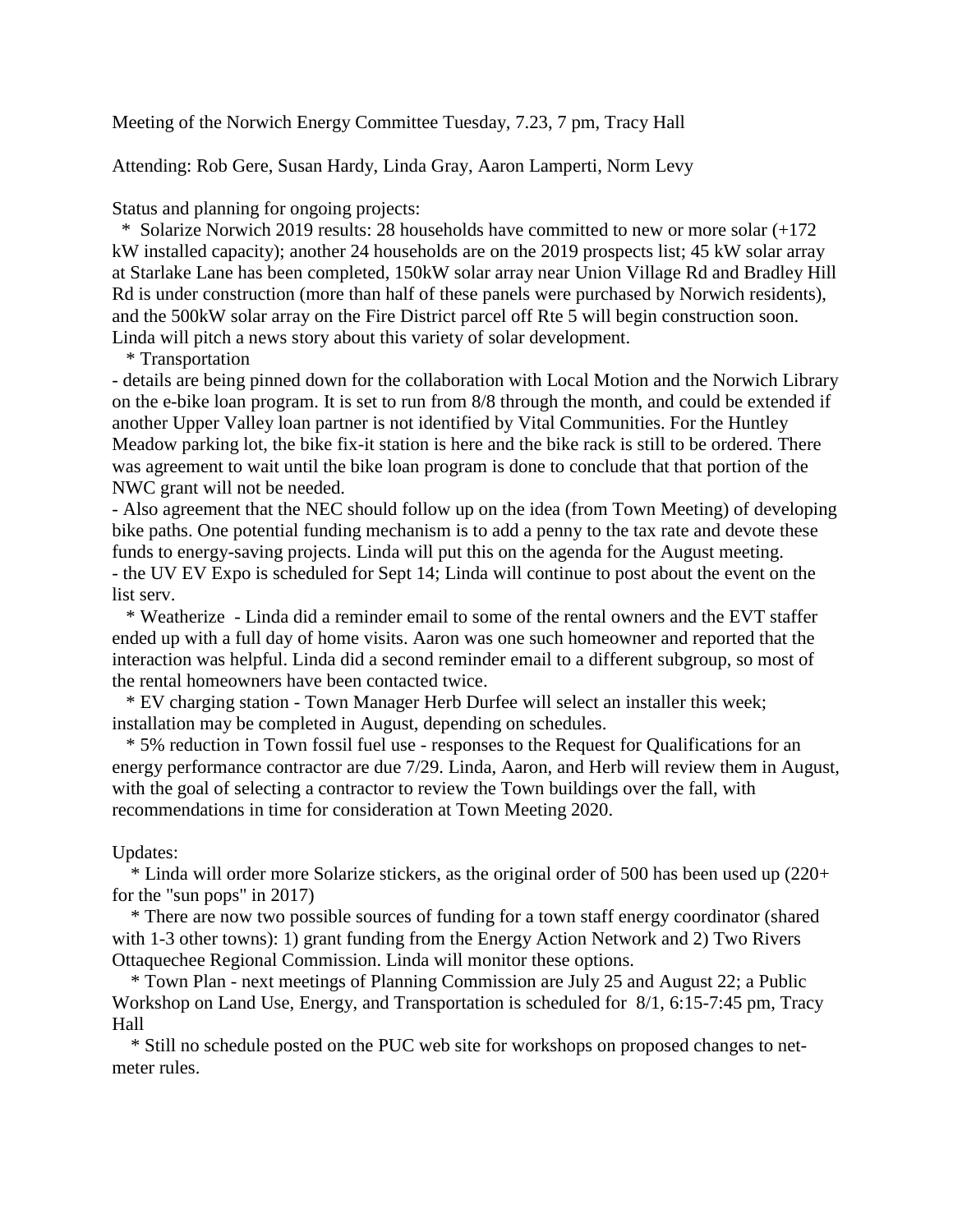Meeting of the Norwich Energy Committee Tuesday, 7.23, 7 pm, Tracy Hall

Attending: Rob Gere, Susan Hardy, Linda Gray, Aaron Lamperti, Norm Levy

Status and planning for ongoing projects:

* Solarize Norwich 2019 results: 28 households have committed to new or more solar (+172 kW installed capacity); another 24 households are on the 2019 prospects list; 45 kW solar array at Starlake Lane has been completed, 150kW solar array near Union Village Rd and Bradley Hill Rd is under construction (more than half of these panels were purchased by Norwich residents), and the 500kW solar array on the Fire District parcel off Rte 5 will begin construction soon. Linda will pitch a news story about this variety of solar development.
* Transportation

- details are being pinned down for the collaboration with Local Motion and the Norwich Library on the e-bike loan program. It is set to run from 8/8 through the month, and could be extended if another Upper Valley loan partner is not identified by Vital Communities. For the Huntley Meadow parking lot, the bike fix-it station is here and the bike rack is still to be ordered. There was agreement to wait until the bike loan program is done to conclude that that portion of the NWC grant will not be needed.
- Also agreement that the NEC should follow up on the idea (from Town Meeting) of developing bike paths. One potential funding mechanism is to add a penny to the tax rate and devote these funds to energy-saving projects. Linda will put this on the agenda for the August meeting.
- the UV EV Expo is scheduled for Sept 14; Linda will continue to post about the event on the list serv.

* Weatherize - Linda did a reminder email to some of the rental owners and the EVT staffer ended up with a full day of home visits. Aaron was one such homeowner and reported that the interaction was helpful. Linda did a second reminder email to a different subgroup, so most of the rental homeowners have been contacted twice.
* EV charging station - Town Manager Herb Durfee will select an installer this week; installation may be completed in August, depending on schedules.
* 5% reduction in Town fossil fuel use - responses to the Request for Qualifications for an energy performance contractor are due 7/29. Linda, Aaron, and Herb will review them in August, with the goal of selecting a contractor to review the Town buildings over the fall, with recommendations in time for consideration at Town Meeting 2020.

Updates:

* Linda will order more Solarize stickers, as the original order of 500 has been used up (220+ for the "sun pops" in 2017)
* There are now two possible sources of funding for a town staff energy coordinator (shared with 1-3 other towns): 1) grant funding from the Energy Action Network and 2) Two Rivers Ottaquechee Regional Commission. Linda will monitor these options.
* Town Plan - next meetings of Planning Commission are July 25 and August 22; a Public Workshop on Land Use, Energy, and Transportation is scheduled for 8/1, 6:15-7:45 pm, Tracy Hall
* Still no schedule posted on the PUC web site for workshops on proposed changes to net-meter rules.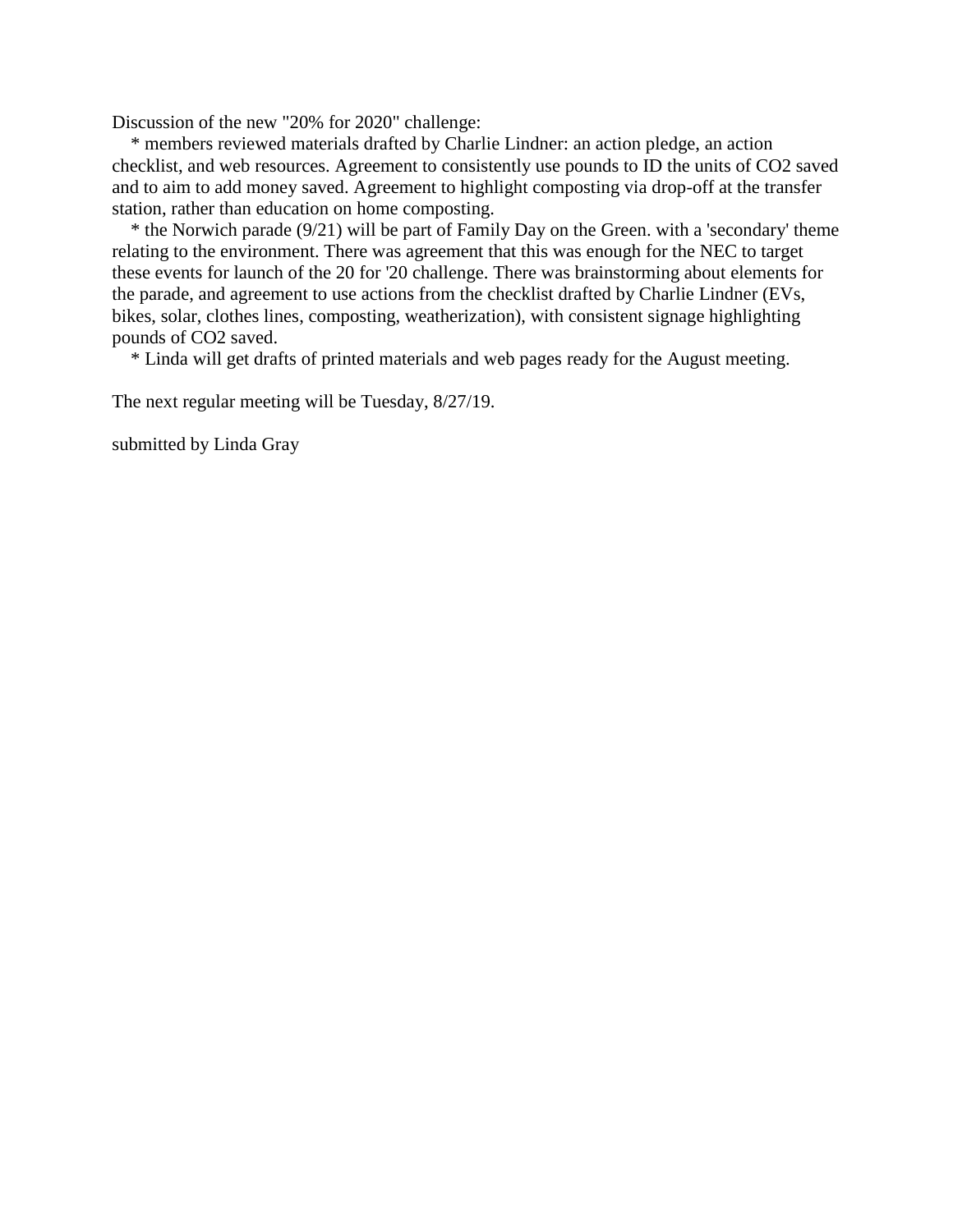Discussion of the new "20% for 2020" challenge:

* members reviewed materials drafted by Charlie Lindner: an action pledge, an action checklist, and web resources. Agreement to consistently use pounds to ID the units of $CO_2$ saved and to aim to add money saved. Agreement to highlight composting via drop-off at the transfer station, rather than education on home composting.
* the Norwich parade (9/21) will be part of Family Day on the Green. with a 'secondary' theme relating to the environment. There was agreement that this was enough for the NEC to target these events for launch of the 20 for '20 challenge. There was brainstorming about elements for the parade, and agreement to use actions from the checklist drafted by Charlie Lindner (EVs, bikes, solar, clothes lines, composting, weatherization), with consistent signage highlighting pounds of $CO_2$ saved.
* Linda will get drafts of printed materials and web pages ready for the August meeting.

The next regular meeting will be Tuesday, 8/27/19.

submitted by Linda Gray